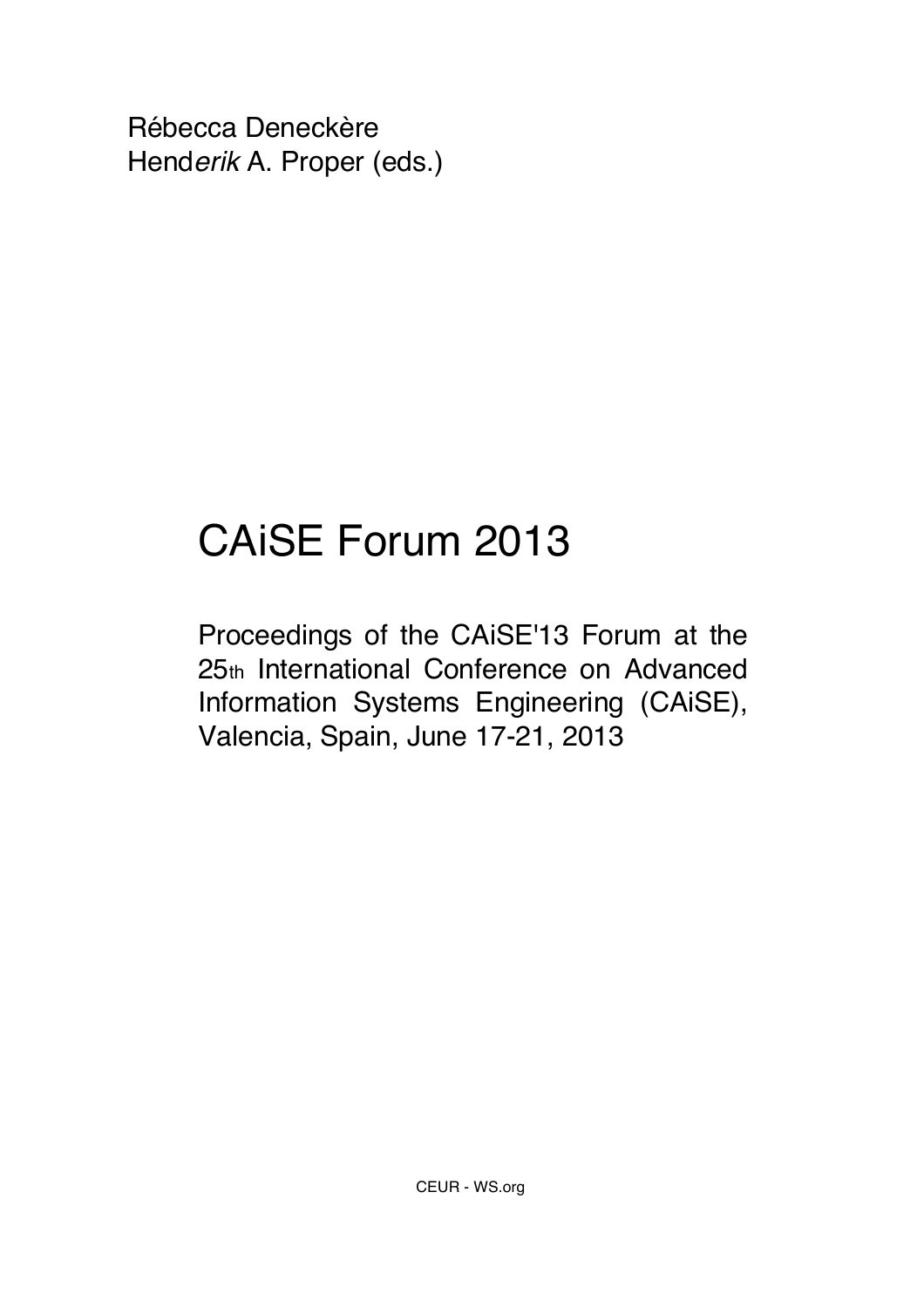Rébecca Deneckère
Hend*erik* A. Proper (eds.)

# CAiSE Forum 2013

Proceedings of the CAiSE'13 Forum at the 25th International Conference on Advanced Information Systems Engineering (CAiSE), Valencia, Spain, June 17-21, 2013

CEUR - WS.org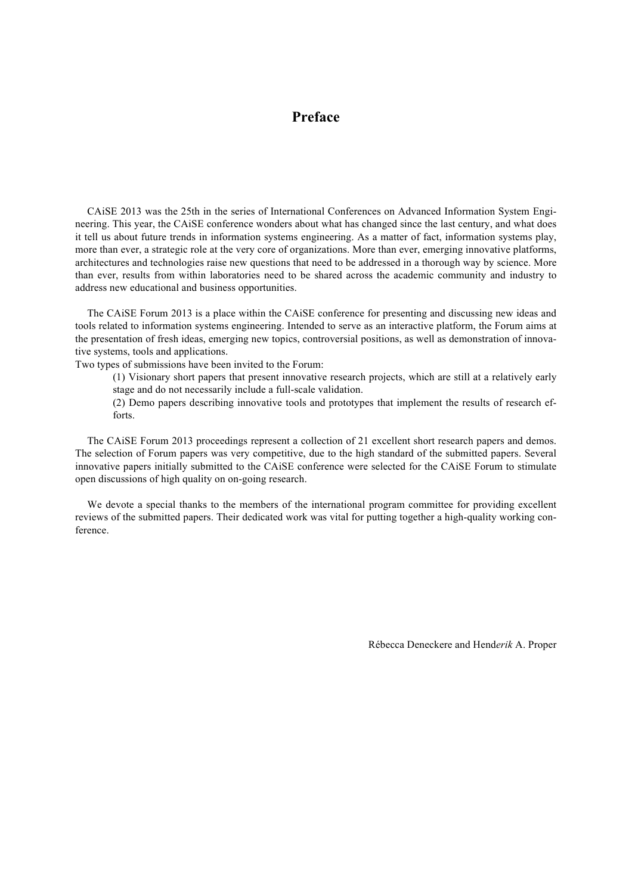# Preface

CAiSE 2013 was the 25th in the series of International Conferences on Advanced Information System Engineering. This year, the CAiSE conference wonders about what has changed since the last century, and what does it tell us about future trends in information systems engineering. As a matter of fact, information systems play, more than ever, a strategic role at the very core of organizations. More than ever, emerging innovative platforms, architectures and technologies raise new questions that need to be addressed in a thorough way by science. More than ever, results from within laboratories need to be shared across the academic community and industry to address new educational and business opportunities.

The CAiSE Forum 2013 is a place within the CAiSE conference for presenting and discussing new ideas and tools related to information systems engineering. Intended to serve as an interactive platform, the Forum aims at the presentation of fresh ideas, emerging new topics, controversial positions, as well as demonstration of innovative systems, tools and applications.

Two types of submissions have been invited to the Forum:

(1) Visionary short papers that present innovative research projects, which are still at a relatively early stage and do not necessarily include a full-scale validation.

(2) Demo papers describing innovative tools and prototypes that implement the results of research efforts.

The CAiSE Forum 2013 proceedings represent a collection of 21 excellent short research papers and demos. The selection of Forum papers was very competitive, due to the high standard of the submitted papers. Several innovative papers initially submitted to the CAiSE conference were selected for the CAiSE Forum to stimulate open discussions of high quality on on-going research.

We devote a special thanks to the members of the international program committee for providing excellent reviews of the submitted papers. Their dedicated work was vital for putting together a high-quality working conference.

Rébecca Deneckere and Hend*erik* A. Proper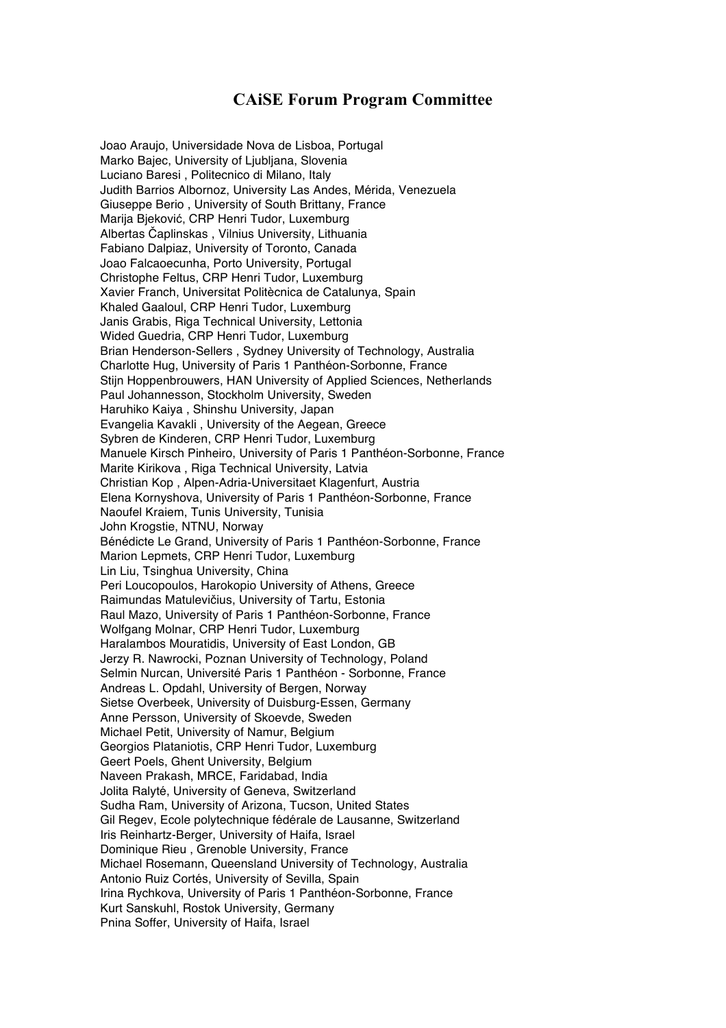# CAiSE Forum Program Committee

Joao Araujo, Universidade Nova de Lisboa, Portugal
Marko Bajec, University of Ljubljana, Slovenia
Luciano Baresi , Politecnico di Milano, Italy
Judith Barrios Albornoz, University Las Andes, Mérida, Venezuela
Giuseppe Berio , University of South Brittany, France
Marija Bjeković, CRP Henri Tudor, Luxemburg
Albertas Čaplinskas , Vilnius University, Lithuania
Fabiano Dalpiaz, University of Toronto, Canada
Joao Falcaoecunha, Porto University, Portugal
Christophe Feltus, CRP Henri Tudor, Luxemburg
Xavier Franch, Universitat Politècnica de Catalunya, Spain
Khaled Gaaloul, CRP Henri Tudor, Luxemburg
Janis Grabis, Riga Technical University, Lettonia
Wided Guedria, CRP Henri Tudor, Luxemburg
Brian Henderson-Sellers , Sydney University of Technology, Australia
Charlotte Hug, University of Paris 1 Panthéon-Sorbonne, France
Stijn Hoppenbrouwers, HAN University of Applied Sciences, Netherlands
Paul Johannesson, Stockholm University, Sweden
Haruhiko Kaiya , Shinshu University, Japan
Evangelia Kavakli , University of the Aegean, Greece
Sybren de Kinderen, CRP Henri Tudor, Luxemburg
Manuele Kirsch Pinheiro, University of Paris 1 Panthéon-Sorbonne, France
Marite Kirikova , Riga Technical University, Latvia
Christian Kop , Alpen-Adria-Universitaet Klagenfurt, Austria
Elena Kornyshova, University of Paris 1 Panthéon-Sorbonne, France
Naoufel Kraiem, Tunis University, Tunisia
John Krogstie, NTNU, Norway
Bénédicte Le Grand, University of Paris 1 Panthéon-Sorbonne, France
Marion Lepmets, CRP Henri Tudor, Luxemburg
Lin Liu, Tsinghua University, China
Peri Loucopoulos, Harokopio University of Athens, Greece
Raimundas Matulevičius, University of Tartu, Estonia
Raul Mazo, University of Paris 1 Panthéon-Sorbonne, France
Wolfgang Molnar, CRP Henri Tudor, Luxemburg
Haralambos Mouratidis, University of East London, GB
Jerzy R. Nawrocki, Poznan University of Technology, Poland
Selmin Nurcan, Université Paris 1 Panthéon - Sorbonne, France
Andreas L. Opdahl, University of Bergen, Norway
Sietse Overbeek, University of Duisburg-Essen, Germany
Anne Persson, University of Skoevde, Sweden
Michael Petit, University of Namur, Belgium
Georgios Plataniotis, CRP Henri Tudor, Luxemburg
Geert Poels, Ghent University, Belgium
Naveen Prakash, MRCE, Faridabad, India
Jolita Ralyté, University of Geneva, Switzerland
Sudha Ram, University of Arizona, Tucson, United States
Gil Regev, Ecole polytechnique fédérale de Lausanne, Switzerland
Iris Reinhartz-Berger, University of Haifa, Israel
Dominique Rieu , Grenoble University, France
Michael Rosemann, Queensland University of Technology, Australia
Antonio Ruiz Cortés, University of Sevilla, Spain
Irina Rychkova, University of Paris 1 Panthéon-Sorbonne, France
Kurt Sanskuhl, Rostok University, Germany
Pnina Soffer, University of Haifa, Israel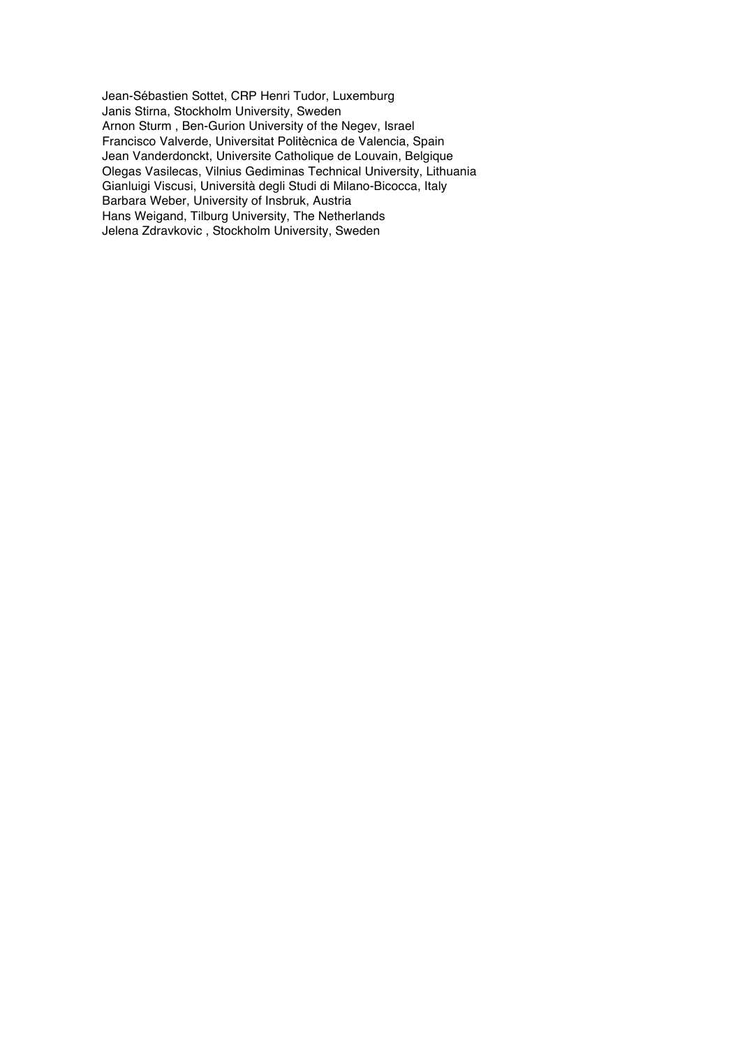Jean-Sébastien Sottet, CRP Henri Tudor, Luxemburg
Janis Stirna, Stockholm University, Sweden
Arnon Sturm , Ben-Gurion University of the Negev, Israel
Francisco Valverde, Universitat Politècnica de Valencia, Spain
Jean Vanderdonckt, Universite Catholique de Louvain, Belgique
Olegas Vasilecas, Vilnius Gediminas Technical University, Lithuania
Gianluigi Viscusi, Università degli Studi di Milano-Bicocca, Italy
Barbara Weber, University of Insbruk, Austria
Hans Weigand, Tilburg University, The Netherlands
Jelena Zdravkovic , Stockholm University, Sweden